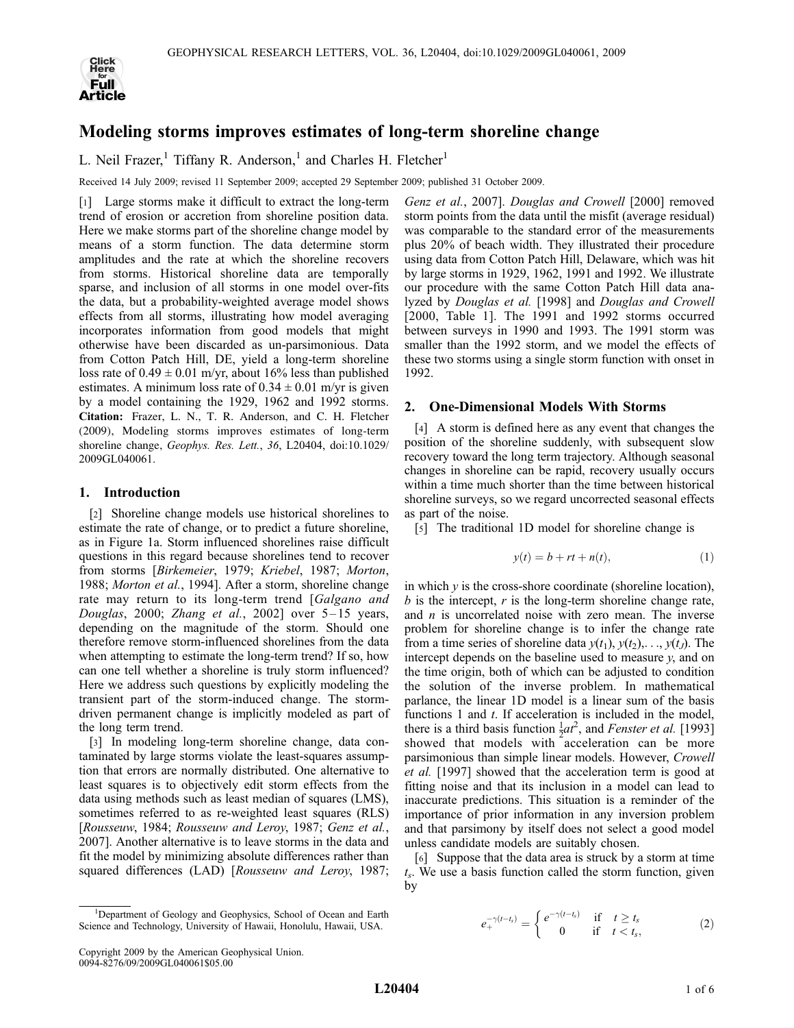# Modeling storms improves estimates of long-term shoreline change

L. Neil Frazer,[1] Tiffany R. Anderson,[1] and Charles H. Fletcher[1]

Received 14 July 2009; revised 11 September 2009; accepted 29 September 2009; published 31 October 2009.

[1] Large storms make it difficult to extract the long-term trend of erosion or accretion from shoreline position data. Here we make storms part of the shoreline change model by means of a storm function. The data determine storm amplitudes and the rate at which the shoreline recovers from storms. Historical shoreline data are temporally sparse, and inclusion of all storms in one model over-fits the data, but a probability-weighted average model shows effects from all storms, illustrating how model averaging incorporates information from good models that might otherwise have been discarded as un-parsimonious. Data from Cotton Patch Hill, DE, yield a long-term shoreline loss rate of 0.49 ± 0.01 m/yr, about 16% less than published estimates. A minimum loss rate of 0.34 ± 0.01 m/yr is given by a model containing the 1929, 1962 and 1992 storms. **Citation:** Frazer, L. N., T. R. Anderson, and C. H. Fletcher (2009), Modeling storms improves estimates of long-term shoreline change, *Geophys. Res. Lett.*, *36*, L20404, doi:10.1029/2009GL040061.

## 1. Introduction

[2] Shoreline change models use historical shorelines to estimate the rate of change, or to predict a future shoreline, as in Figure 1a. Storm influenced shorelines raise difficult questions in this regard because shorelines tend to recover from storms [*Birkemeier*, 1979; *Kriebel*, 1987; *Morton*, 1988; *Morton et al.*, 1994]. After a storm, shoreline change rate may return to its long-term trend [*Galgano and Douglas*, 2000; *Zhang et al.*, 2002] over 5–15 years, depending on the magnitude of the storm. Should one therefore remove storm-influenced shorelines from the data when attempting to estimate the long-term trend? If so, how can one tell whether a shoreline is truly storm influenced? Here we address such questions by explicitly modeling the transient part of the storm-induced change. The storm-driven permanent change is implicitly modeled as part of the long term trend.

[3] In modeling long-term shoreline change, data contaminated by large storms violate the least-squares assumption that errors are normally distributed. One alternative to least squares is to objectively edit storm effects from the data using methods such as least median of squares (LMS), sometimes referred to as re-weighted least squares (RLS) [*Rousseuw*, 1984; *Rousseuw and Leroy*, 1987; *Genz et al.*, 2007]. Another alternative is to leave storms in the data and fit the model by minimizing absolute differences rather than squared differences (LAD) [*Rousseuw and Leroy*, 1987; *Genz et al.*, 2007]. *Douglas and Crowell* [2000] removed storm points from the data until the misfit (average residual) was comparable to the standard error of the measurements plus 20% of beach width. They illustrated their procedure using data from Cotton Patch Hill, Delaware, which was hit by large storms in 1929, 1962, 1991 and 1992. We illustrate our procedure with the same Cotton Patch Hill data analyzed by *Douglas et al.* [1998] and *Douglas and Crowell* [2000, Table 1]. The 1991 and 1992 storms occurred between surveys in 1990 and 1993. The 1991 storm was smaller than the 1992 storm, and we model the effects of these two storms using a single storm function with onset in 1992.

## 2. One-Dimensional Models With Storms

[4] A storm is defined here as any event that changes the position of the shoreline suddenly, with subsequent slow recovery toward the long term trajectory. Although seasonal changes in shoreline can be rapid, recovery usually occurs within a time much shorter than the time between historical shoreline surveys, so we regard uncorrected seasonal effects as part of the noise.

[5] The traditional 1D model for shoreline change is

$$y(t) = b + rt + n(t), \tag{1}$$

in which $y$ is the cross-shore coordinate (shoreline location), $b$ is the intercept, $r$ is the long-term shoreline change rate, and $n$ is uncorrelated noise with zero mean. The inverse problem for shoreline change is to infer the change rate from a time series of shoreline data $y(t_1), y(t_2), \ldots, y(t_J)$. The intercept depends on the baseline used to measure $y$, and on the time origin, both of which can be adjusted to condition the solution of the inverse problem. In mathematical parlance, the linear 1D model is a linear sum of the basis functions 1 and $t$. If acceleration is included in the model, there is a third basis function $\frac{1}{2}at^2$, and *Fenster et al.* [1993] showed that models with acceleration can be more parsimonious than simple linear models. However, *Crowell et al.* [1997] showed that the acceleration term is good at fitting noise and that its inclusion in a model can lead to inaccurate predictions. This situation is a reminder of the importance of prior information in any inversion problem and that parsimony by itself does not select a good model unless candidate models are suitably chosen.

[6] Suppose that the data area is struck by a storm at time $t_s$. We use a basis function called the storm function, given by

$$e_+^{-\gamma(t-t_s)} = \begin{cases} e^{-\gamma(t-t_s)} & \text{if} \quad t \geq t_s \\ 0 & \text{if} \quad t < t_s, \end{cases} \tag{2}$$

[1]Department of Geology and Geophysics, School of Ocean and Earth Science and Technology, University of Hawaii, Honolulu, Hawaii, USA.

Copyright 2009 by the American Geophysical Union.
0094-8276/09/2009GL040061$05.00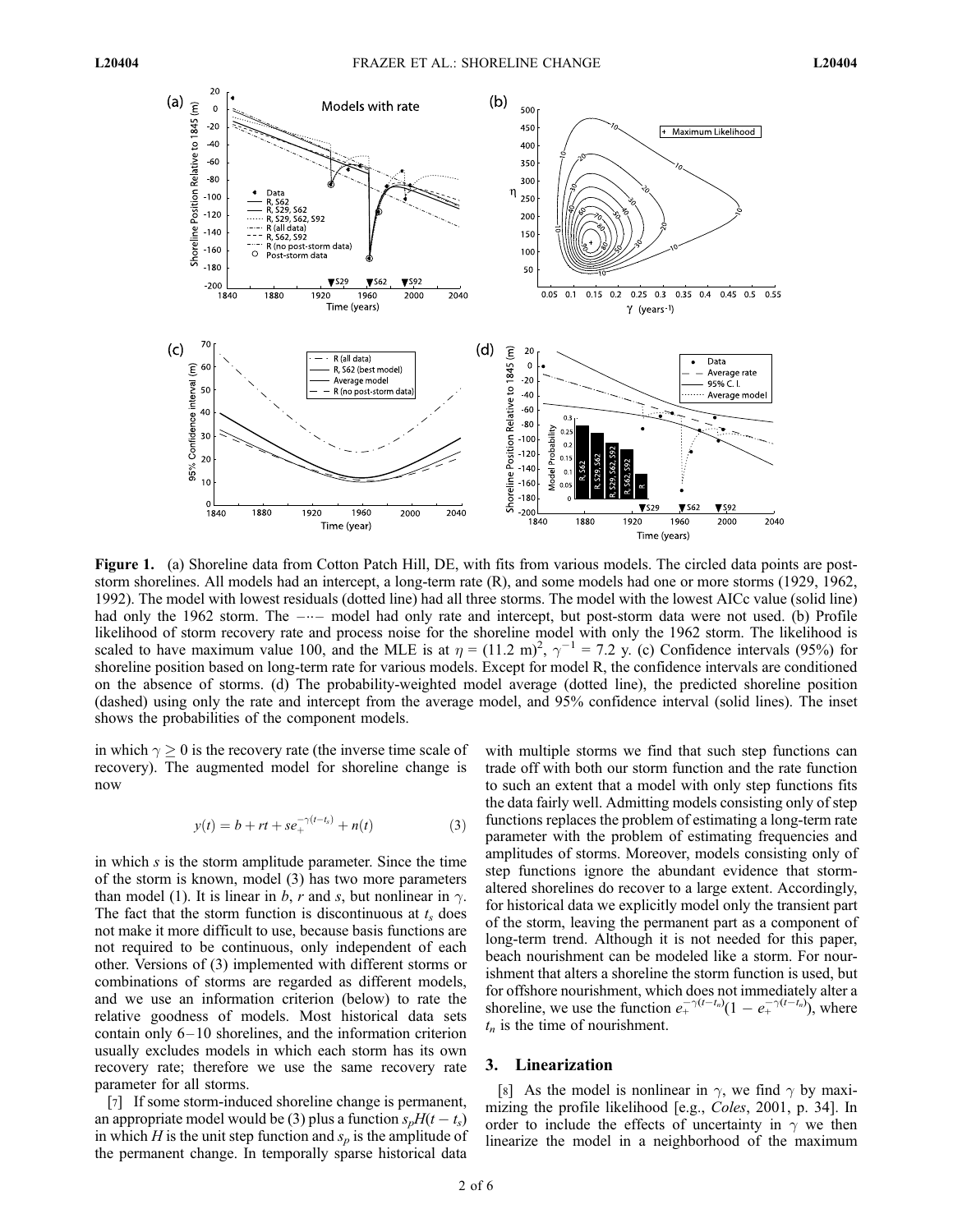**Figure 1.** (a) Shoreline data from Cotton Patch Hill, DE, with fits from various models. The circled data points are post-storm shorelines. All models had an intercept, a long-term rate (R), and some models had one or more storms (1929, 1962, 1992). The model with lowest residuals (dotted line) had all three storms. The model with the lowest AICc value (solid line) had only the 1962 storm. The –··– model had only rate and intercept, but post-storm data were not used. (b) Profile likelihood of storm recovery rate and process noise for the shoreline model with only the 1962 storm. The likelihood is scaled to have maximum value 100, and the MLE is at $\eta = (11.2 \text{ m})^2$, $\gamma^{-1} = 7.2$ y. (c) Confidence intervals (95%) for shoreline position based on long-term rate for various models. Except for model R, the confidence intervals are conditioned on the absence of storms. (d) The probability-weighted model average (dotted line), the predicted shoreline position (dashed) using only the rate and intercept from the average model, and 95% confidence interval (solid lines). The inset shows the probabilities of the component models.

in which $\gamma \geq 0$ is the recovery rate (the inverse time scale of recovery). The augmented model for shoreline change is now

$$y(t) = b + rt + se_{+}^{-\gamma(t-t_s)} + n(t) \tag{3}$$

in which $s$ is the storm amplitude parameter. Since the time of the storm is known, model (3) has two more parameters than model (1). It is linear in $b$, $r$ and $s$, but nonlinear in $\gamma$. The fact that the storm function is discontinuous at $t_s$ does not make it more difficult to use, because basis functions are not required to be continuous, only independent of each other. Versions of (3) implemented with different storms or combinations of storms are regarded as different models, and we use an information criterion (below) to rate the relative goodness of models. Most historical data sets contain only 6–10 shorelines, and the information criterion usually excludes models in which each storm has its own recovery rate; therefore we use the same recovery rate parameter for all storms.

[7] If some storm-induced shoreline change is permanent, an appropriate model would be (3) plus a function $s_p H(t - t_s)$ in which $H$ is the unit step function and $s_p$ is the amplitude of the permanent change. In temporally sparse historical data with multiple storms we find that such step functions can trade off with both our storm function and the rate function to such an extent that a model with only step functions fits the data fairly well. Admitting models consisting only of step functions replaces the problem of estimating a long-term rate parameter with the problem of estimating frequencies and amplitudes of storms. Moreover, models consisting only of step functions ignore the abundant evidence that storm-altered shorelines do recover to a large extent. Accordingly, for historical data we explicitly model only the transient part of the storm, leaving the permanent part as a component of long-term trend. Although it is not needed for this paper, beach nourishment can be modeled like a storm. For nourishment that alters a shoreline the storm function is used, but for offshore nourishment, which does not immediately alter a shoreline, we use the function $e_{+}^{-\gamma(t-t_n)}(1 - e_{+}^{-\gamma(t-t_n)})$, where $t_n$ is the time of nourishment.

## 3. Linearization

[8] As the model is nonlinear in $\gamma$, we find $\gamma$ by maximizing the profile likelihood [e.g., *Coles*, 2001, p. 34]. In order to include the effects of uncertainty in $\gamma$ we then linearize the model in a neighborhood of the maximum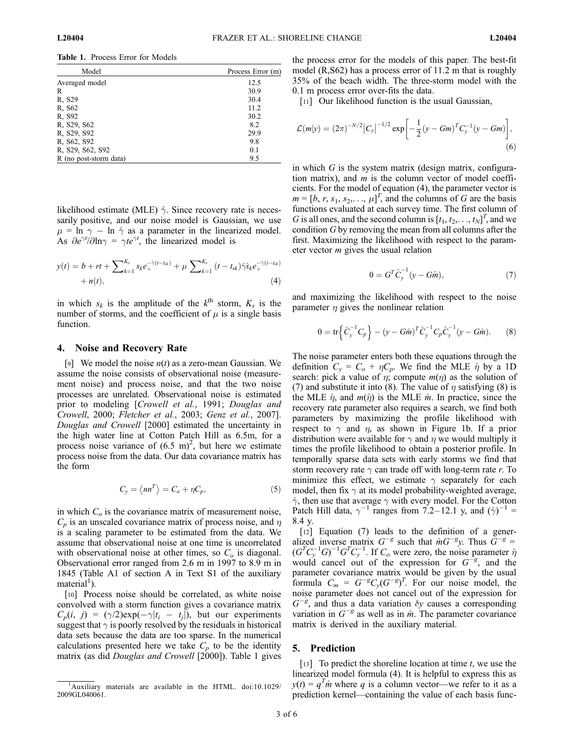**Table 1.** Process Error for Models

| Model | Process Error (m) |
|---|---|
| Averaged model | 12.5 |
| R | 30.9 |
| R, S29 | 30.4 |
| R, S62 | 11.2 |
| R, S92 | 30.2 |
| R, S29, S62 | 8.2 |
| R, S29, S92 | 29.9 |
| R, S62, S92 | 9.8 |
| R, S29, S62, S92 | 0.1 |
| R (no post-storm data) | 9.5 |

likelihood estimate (MLE) $\hat{\gamma}$. Since recovery rate is necessarily positive, and our noise model is Gaussian, we use $\mu = \ln\gamma - \ln\hat{\gamma}$ as a parameter in the linearized model. As $\partial e^{\gamma t}/\partial \ln\gamma = \gamma t e^{\gamma t}$, the linearized model is

$$y(t) = b + rt + \sum_{k=1}^{K_s} s_k e_+^{-\hat{\gamma}(t-t_{sk})} + \mu \sum_{k=1}^{K_s} (t - t_{sk})\hat{\gamma}\hat{s}_k e_+^{-\hat{\gamma}(t-t_{sk})} + n(t), \tag{4}$$

in which $s_k$ is the amplitude of the $k^{\text{th}}$ storm, $K_s$ is the number of storms, and the coefficient of $\mu$ is a single basis function.

## 4. Noise and Recovery Rate

[9] We model the noise $n(t)$ as a zero-mean Gaussian. We assume the noise consists of observational noise (measurement noise) and process noise, and that the two noise processes are unrelated. Observational noise is estimated prior to modeling [*Crowell et al.*, 1991; *Douglas and Crowell*, 2000; *Fletcher et al.*, 2003; *Genz et al.*, 2007]. *Douglas and Crowell* [2000] estimated the uncertainty in the high water line at Cotton Patch Hill as 6.5m, for a process noise variance of $(6.5\text{ m})^2$, but here we estimate process noise from the data. Our data covariance matrix has the form

$$C_y = \langle nn^T \rangle = C_o + \eta C_p, \tag{5}$$

in which $C_o$ is the covariance matrix of measurement noise, $C_p$ is an unscaled covariance matrix of process noise, and $\eta$ is a scaling parameter to be estimated from the data. We assume that observational noise at one time is uncorrelated with observational noise at other times, so $C_o$ is diagonal. Observational error ranged from 2.6 m in 1997 to 8.9 m in 1845 (Table A1 of section A in Text S1 of the auxiliary material[1]).

[10] Process noise should be correlated, as white noise convolved with a storm function gives a covariance matrix $C_p(i, j) = (\gamma/2)\exp(-\gamma|t_i - t_j|)$, but our experiments suggest that $\gamma$ is poorly resolved by the residuals in historical data sets because the data are too sparse. In the numerical calculations presented here we take $C_p$ to be the identity matrix (as did *Douglas and Crowell* [2000]). Table 1 gives the process error for the models of this paper. The best-fit model (R,S62) has a process error of 11.2 m that is roughly 35% of the beach width. The three-storm model with the 0.1 m process error over-fits the data.

[11] Our likelihood function is the usual Gaussian,

$$\mathcal{L}(m|y) = (2\pi)^{-N/2}\left|C_y\right|^{-1/2} \exp\left[-\frac{1}{2}(y - Gm)^T C_y^{-1}(y - Gm)\right], \tag{6}$$

in which $G$ is the system matrix (design matrix, configuration matrix), and $m$ is the column vector of model coefficients. For the model of equation (4), the parameter vector is $m = [b, r, s_1, s_2, \ldots, \mu]^T$, and the columns of $G$ are the basis functions evaluated at each survey time. The first column of $G$ is all ones, and the second column is $[t_1, t_2, \ldots, t_N]^T$, and we condition $G$ by removing the mean from all columns after the first. Maximizing the likelihood with respect to the parameter vector $m$ gives the usual relation

$$0 = G^T \hat{C}_y^{-1}(y - G\hat{m}), \tag{7}$$

and maximizing the likelihood with respect to the noise parameter $\eta$ gives the nonlinear relation

$$0 = \mathrm{tr}\left\{\hat{C}_y^{-1} C_p\right\} - (y - G\hat{m})^T \hat{C}_y^{-1} C_p \hat{C}_y^{-1}(y - G\hat{m}). \tag{8}$$

The noise parameter enters both these equations through the definition $C_y = C_o + \eta C_p$. We find the MLE $\hat{\eta}$ by a 1D search: pick a value of $\eta$; compute $m(\eta)$ as the solution of (7) and substitute it into (8). The value of $\eta$ satisfying (8) is the MLE $\hat{\eta}$, and $m(\hat{\eta})$ is the MLE $\hat{m}$. In practice, since the recovery rate parameter also requires a search, we find both parameters by maximizing the profile likelihood with respect to $\gamma$ and $\eta$, as shown in Figure 1b. If a prior distribution were available for $\gamma$ and $\eta$ we would multiply it times the profile likelihood to obtain a posterior profile. In temporally sparse data sets with early storms we find that storm recovery rate $\gamma$ can trade off with long-term rate $r$. To minimize this effect, we estimate $\gamma$ separately for each model, then fix $\gamma$ at its model probability-weighted average, $\hat{\gamma}$, then use that average $\gamma$ with every model. For the Cotton Patch Hill data, $\gamma^{-1}$ ranges from 7.2–12.1 y, and $(\hat{\gamma})^{-1} = 8.4$ y.

[12] Equation (7) leads to the definition of a generalized inverse matrix $G^{-g}$ such that $\hat{m}G^{-g}y$. Thus $G^{-g} = (G^T C_y^{-1} G)^{-1} G^T C_y^{-1}$. If $C_o$ were zero, the noise parameter $\hat{\eta}$ would cancel out of the expression for $G^{-g}$, and the parameter covariance matrix would be given by the usual formula $C_m = G^{-g} C_y (G^{-g})^T$. For our noise model, the noise parameter does not cancel out of the expression for $G^{-g}$, and thus a data variation $\delta y$ causes a corresponding variation in $G^{-g}$ as well as in $\hat{m}$. The parameter covariance matrix is derived in the auxiliary material.

## 5. Prediction

[13] To predict the shoreline location at time $t$, we use the linearized model formula (4). It is helpful to express this as $y(t) = q^T\hat{m}$ where $q$ is a column vector—we refer to it as a prediction kernel—containing the value of each basis func-

[1] Auxiliary materials are available in the HTML. doi:10.1029/2009GL040061.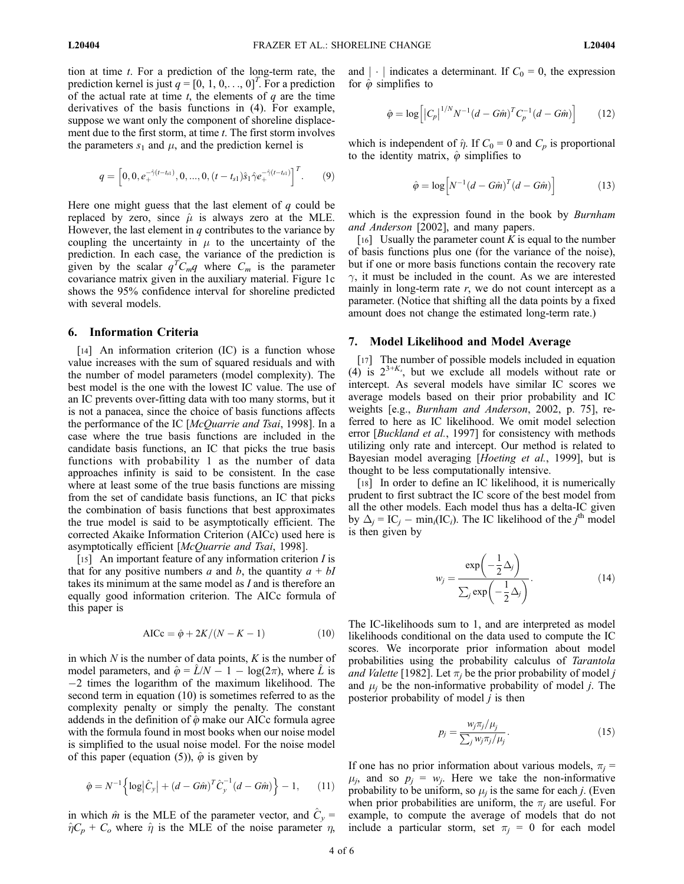tion at time $t$. For a prediction of the long-term rate, the prediction kernel is just $q = [0, 1, 0, \ldots, 0]^T$. For a prediction of the actual rate at time $t$, the elements of $q$ are the time derivatives of the basis functions in (4). For example, suppose we want only the component of shoreline displacement due to the first storm, at time $t$. The first storm involves the parameters $s_1$ and $\mu$, and the prediction kernel is

$$q = \left[0, 0, e_+^{-\hat{\gamma}(t - t_{s1})}, 0, ..., 0, (t - t_{s1})\hat{s}_1 \hat{\gamma} e_+^{-\hat{\gamma}(t - t_{s1})}\right]^T. \quad (9)$$

Here one might guess that the last element of $q$ could be replaced by zero, since $\hat{\mu}$ is always zero at the MLE. However, the last element in $q$ contributes to the variance by coupling the uncertainty in $\mu$ to the uncertainty of the prediction. In each case, the variance of the prediction is given by the scalar $q^T C_m q$ where $C_m$ is the parameter covariance matrix given in the auxiliary material. Figure 1c shows the 95% confidence interval for shoreline predicted with several models.

## 6. Information Criteria

[14] An information criterion (IC) is a function whose value increases with the sum of squared residuals and with the number of model parameters (model complexity). The best model is the one with the lowest IC value. The use of an IC prevents over-fitting data with too many storms, but it is not a panacea, since the choice of basis functions affects the performance of the IC [*McQuarrie and Tsai*, 1998]. In a case where the true basis functions are included in the candidate basis functions, an IC that picks the true basis functions with probability 1 as the number of data approaches infinity is said to be consistent. In the case where at least some of the true basis functions are missing from the set of candidate basis functions, an IC that picks the combination of basis functions that best approximates the true model is said to be asymptotically efficient. The corrected Akaike Information Criterion (AICc) used here is asymptotically efficient [*McQuarrie and Tsai*, 1998].

[15] An important feature of any information criterion $I$ is that for any positive numbers $a$ and $b$, the quantity $a + bI$ takes its minimum at the same model as $I$ and is therefore an equally good information criterion. The AICc formula of this paper is

$$\text{AICc} = \hat{\varphi} + 2K/(N - K - 1) \quad (10)$$

in which $N$ is the number of data points, $K$ is the number of model parameters, and $\hat{\varphi} = \hat{L}/N - 1 - \log(2\pi)$, where $\hat{L}$ is $-2$ times the logarithm of the maximum likelihood. The second term in equation (10) is sometimes referred to as the complexity penalty or simply the penalty. The constant addends in the definition of $\hat{\varphi}$ make our AICc formula agree with the formula found in most books when our noise model is simplified to the usual noise model. For the noise model of this paper (equation (5)), $\hat{\varphi}$ is given by

$$\hat{\varphi} = N^{-1}\left\{\log\left|\hat{C}_y\right| + (d - G\hat{m})^T \hat{C}_y^{-1}(d - G\hat{m})\right\} - 1, \quad (11)$$

in which $\hat{m}$ is the MLE of the parameter vector, and $\hat{C}_y = \hat{\eta}C_p + C_o$ where $\hat{\eta}$ is the MLE of the noise parameter $\eta$, and $|\cdot|$ indicates a determinant. If $C_0 = 0$, the expression for $\hat{\varphi}$ simplifies to

$$\hat{\varphi} = \log\left[\left|C_p\right|^{1/N} N^{-1}(d - G\hat{m})^T C_p^{-1}(d - G\hat{m})\right] \quad (12)$$

which is independent of $\hat{\eta}$. If $C_0 = 0$ and $C_p$ is proportional to the identity matrix, $\hat{\varphi}$ simplifies to

$$\hat{\varphi} = \log\left[N^{-1}(d - G\hat{m})^T(d - G\hat{m})\right] \quad (13)$$

which is the expression found in the book by *Burnham and Anderson* [2002], and many papers.

[16] Usually the parameter count $K$ is equal to the number of basis functions plus one (for the variance of the noise), but if one or more basis functions contain the recovery rate $\gamma$, it must be included in the count. As we are interested mainly in long-term rate $r$, we do not count intercept as a parameter. (Notice that shifting all the data points by a fixed amount does not change the estimated long-term rate.)

## 7. Model Likelihood and Model Average

[17] The number of possible models included in equation (4) is $2^{3+K_s}$, but we exclude all models without rate or intercept. As several models have similar IC scores we average models based on their prior probability and IC weights [e.g., *Burnham and Anderson*, 2002, p. 75], referred to here as IC likelihood. We omit model selection error [*Buckland et al.*, 1997] for consistency with methods utilizing only rate and intercept. Our method is related to Bayesian model averaging [*Hoeting et al.*, 1999], but is thought to be less computationally intensive.

[18] In order to define an IC likelihood, it is numerically prudent to first subtract the IC score of the best model from all the other models. Each model thus has a delta-IC given by $\Delta_j = \text{IC}_j - \min_i(\text{IC}_i)$. The IC likelihood of the $j^{\text{th}}$ model is then given by

$$w_j = \frac{\exp\left(-\frac{1}{2}\Delta_j\right)}{\sum_j \exp\left(-\frac{1}{2}\Delta_j\right)}. \quad (14)$$

The IC-likelihoods sum to 1, and are interpreted as model likelihoods conditional on the data used to compute the IC scores. We incorporate prior information about model probabilities using the probability calculus of *Tarantola and Valette* [1982]. Let $\pi_j$ be the prior probability of model $j$ and $\mu_j$ be the non-informative probability of model $j$. The posterior probability of model $j$ is then

$$p_j = \frac{w_j \pi_j/\mu_j}{\sum_j w_j \pi_j/\mu_j}. \quad (15)$$

If one has no prior information about various models, $\pi_j = \mu_j$, and so $p_j = w_j$. Here we take the non-informative probability to be uniform, so $\mu_j$ is the same for each $j$. (Even when prior probabilities are uniform, the $\pi_j$ are useful. For example, to compute the average of models that do not include a particular storm, set $\pi_j = 0$ for each model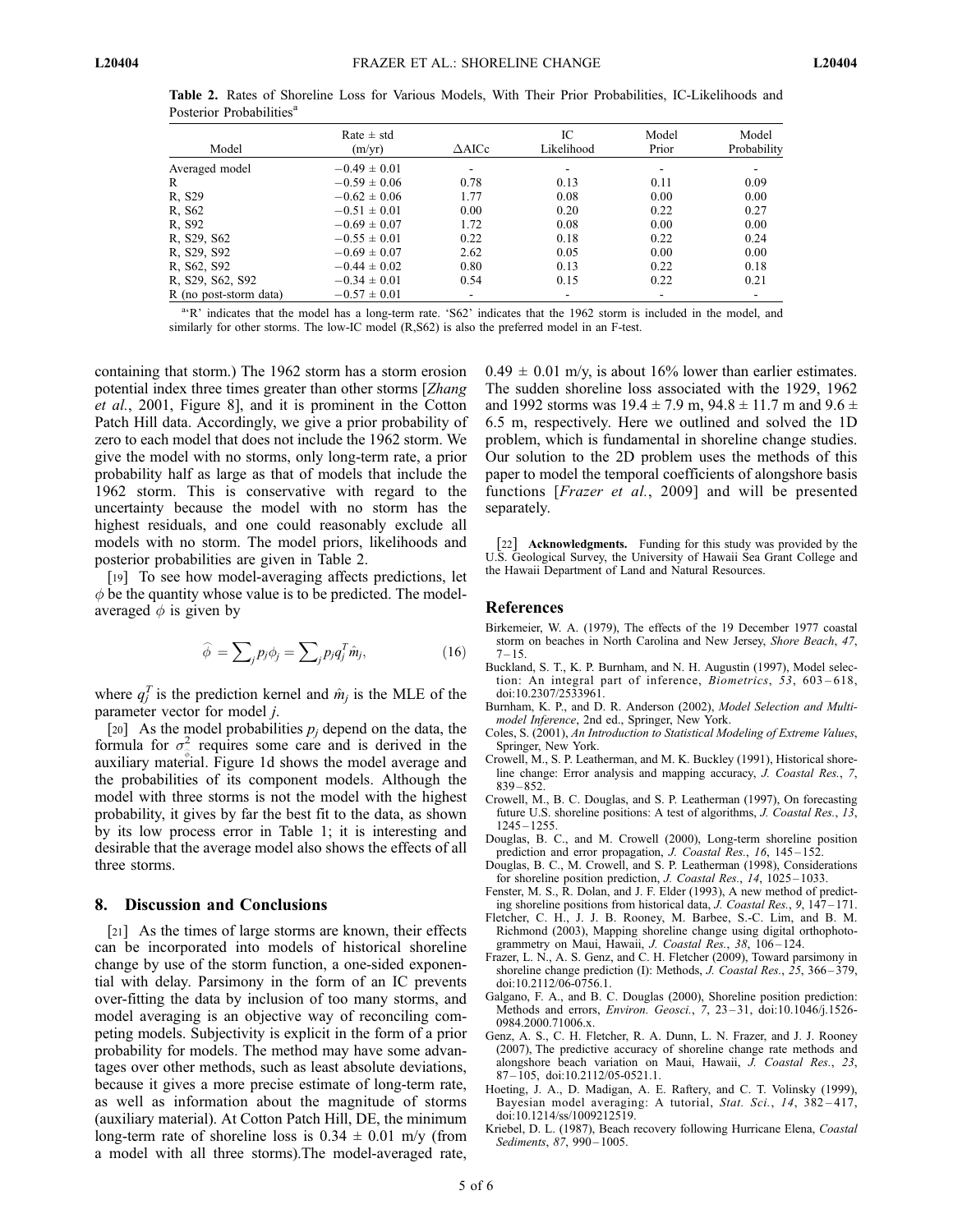**Table 2.** Rates of Shoreline Loss for Various Models, With Their Prior Probabilities, IC-Likelihoods and Posterior Probabilities[a]

| Model | Rate ± std (m/yr) | ΔAICc | IC Likelihood | Model Prior | Model Probability |
|---|---|---|---|---|---|
| Averaged model | −0.49 ± 0.01 | - | - | - | - |
| R | −0.59 ± 0.06 | 0.78 | 0.13 | 0.11 | 0.09 |
| R, S29 | −0.62 ± 0.06 | 1.77 | 0.08 | 0.00 | 0.00 |
| R, S62 | −0.51 ± 0.01 | 0.00 | 0.20 | 0.22 | 0.27 |
| R, S92 | −0.69 ± 0.07 | 1.72 | 0.08 | 0.00 | 0.00 |
| R, S29, S62 | −0.55 ± 0.01 | 0.22 | 0.18 | 0.22 | 0.24 |
| R, S29, S92 | −0.69 ± 0.07 | 2.62 | 0.05 | 0.00 | 0.00 |
| R, S62, S92 | −0.44 ± 0.02 | 0.80 | 0.13 | 0.22 | 0.18 |
| R, S29, S62, S92 | −0.34 ± 0.01 | 0.54 | 0.15 | 0.22 | 0.21 |
| R (no post-storm data) | −0.57 ± 0.01 | - | - | - | - |

[a]'R' indicates that the model has a long-term rate. 'S62' indicates that the 1962 storm is included in the model, and similarly for other storms. The low-IC model (R,S62) is also the preferred model in an F-test.

containing that storm.) The 1962 storm has a storm erosion potential index three times greater than other storms [*Zhang et al.*, 2001, Figure 8], and it is prominent in the Cotton Patch Hill data. Accordingly, we give a prior probability of zero to each model that does not include the 1962 storm. We give the model with no storms, only long-term rate, a prior probability half as large as that of models that include the 1962 storm. This is conservative with regard to the uncertainty because the model with no storm has the highest residuals, and one could reasonably exclude all models with no storm. The model priors, likelihoods and posterior probabilities are given in Table 2.

[19] To see how model-averaging affects predictions, let $\phi$ be the quantity whose value is to be predicted. The model-averaged $\phi$ is given by

$$\hat{\phi} = \sum_j p_j \phi_j = \sum_j p_j q_j^T \hat{m}_j, \qquad (16)$$

where $q_j^T$ is the prediction kernel and $\hat{m}_j$ is the MLE of the parameter vector for model $j$.

[20] As the model probabilities $p_j$ depend on the data, the formula for $\sigma^2_{\hat{\phi}}$ requires some care and is derived in the auxiliary material. Figure 1d shows the model average and the probabilities of its component models. Although the model with three storms is not the model with the highest probability, it gives by far the best fit to the data, as shown by its low process error in Table 1; it is interesting and desirable that the average model also shows the effects of all three storms.

## 8. Discussion and Conclusions

[21] As the times of large storms are known, their effects can be incorporated into models of historical shoreline change by use of the storm function, a one-sided exponential with delay. Parsimony in the form of an IC prevents over-fitting the data by inclusion of too many storms, and model averaging is an objective way of reconciling competing models. Subjectivity is explicit in the form of a prior probability for models. The method may have some advantages over other methods, such as least absolute deviations, because it gives a more precise estimate of long-term rate, as well as information about the magnitude of storms (auxiliary material). At Cotton Patch Hill, DE, the minimum long-term rate of shoreline loss is 0.34 ± 0.01 m/y (from a model with all three storms).The model-averaged rate, 0.49 ± 0.01 m/y, is about 16% lower than earlier estimates. The sudden shoreline loss associated with the 1929, 1962 and 1992 storms was 19.4 ± 7.9 m, 94.8 ± 11.7 m and 9.6 ± 6.5 m, respectively. Here we outlined and solved the 1D problem, which is fundamental in shoreline change studies. Our solution to the 2D problem uses the methods of this paper to model the temporal coefficients of alongshore basis functions [*Frazer et al.*, 2009] and will be presented separately.

[22] **Acknowledgments.** Funding for this study was provided by the U.S. Geological Survey, the University of Hawaii Sea Grant College and the Hawaii Department of Land and Natural Resources.

## References

Birkemeier, W. A. (1979), The effects of the 19 December 1977 coastal storm on beaches in North Carolina and New Jersey, *Shore Beach*, *47*, 7–15.

Buckland, S. T., K. P. Burnham, and N. H. Augustin (1997), Model selection: An integral part of inference, *Biometrics*, *53*, 603–618, doi:10.2307/2533961.

Burnham, K. P., and D. R. Anderson (2002), *Model Selection and Multimodel Inference*, 2nd ed., Springer, New York.

Coles, S. (2001), *An Introduction to Statistical Modeling of Extreme Values*, Springer, New York.

Crowell, M., S. P. Leatherman, and M. K. Buckley (1991), Historical shoreline change: Error analysis and mapping accuracy, *J. Coastal Res.*, *7*, 839–852.

Crowell, M., B. C. Douglas, and S. P. Leatherman (1997), On forecasting future U.S. shoreline positions: A test of algorithms, *J. Coastal Res.*, *13*, 1245–1255.

Douglas, B. C., and M. Crowell (2000), Long-term shoreline position prediction and error propagation, *J. Coastal Res.*, *16*, 145–152.

Douglas, B. C., M. Crowell, and S. P. Leatherman (1998), Considerations for shoreline position prediction, *J. Coastal Res.*, *14*, 1025–1033.

Fenster, M. S., R. Dolan, and J. F. Elder (1993), A new method of predicting shoreline positions from historical data, *J. Coastal Res.*, *9*, 147–171.

Fletcher, C. H., J. J. B. Rooney, M. Barbee, S.-C. Lim, and B. M. Richmond (2003), Mapping shoreline change using digital orthophotogrammetry on Maui, Hawaii, *J. Coastal Res.*, *38*, 106–124.

Frazer, L. N., A. S. Genz, and C. H. Fletcher (2009), Toward parsimony in shoreline change prediction (I): Methods, *J. Coastal Res.*, *25*, 366–379, doi:10.2112/06-0756.1.

Galgano, F. A., and B. C. Douglas (2000), Shoreline position prediction: Methods and errors, *Environ. Geosci.*, *7*, 23–31, doi:10.1046/j.1526-0984.2000.71006.x.

Genz, A. S., C. H. Fletcher, R. A. Dunn, L. N. Frazer, and J. J. Rooney (2007), The predictive accuracy of shoreline change rate methods and alongshore beach variation on Maui, Hawaii, *J. Coastal Res.*, *23*, 87–105, doi:10.2112/05-0521.1.

Hoeting, J. A., D. Madigan, A. E. Raftery, and C. T. Volinsky (1999), Bayesian model averaging: A tutorial, *Stat. Sci.*, *14*, 382–417, doi:10.1214/ss/1009212519.

Kriebel, D. L. (1987), Beach recovery following Hurricane Elena, *Coastal Sediments*, *87*, 990–1005.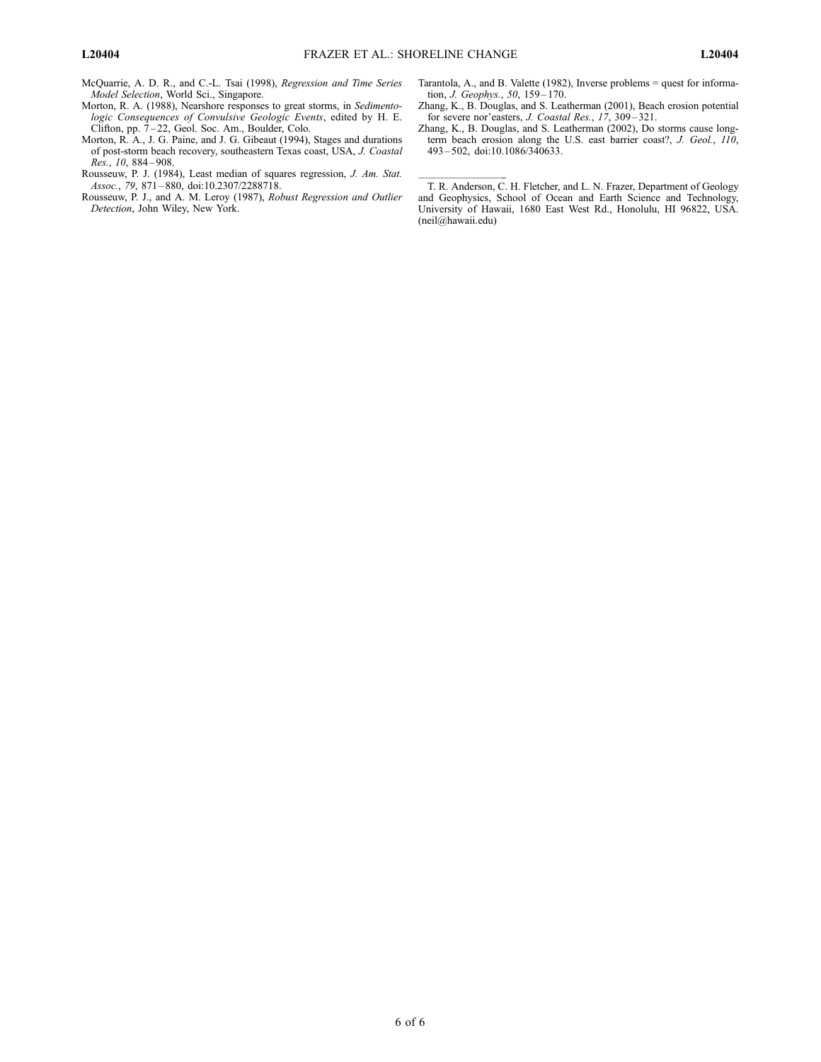McQuarrie, A. D. R., and C.-L. Tsai (1998), *Regression and Time Series Model Selection*, World Sci., Singapore.

Morton, R. A. (1988), Nearshore responses to great storms, in *Sedimentologic Consequences of Convulsive Geologic Events*, edited by H. E. Clifton, pp. 7–22, Geol. Soc. Am., Boulder, Colo.

Morton, R. A., J. G. Paine, and J. G. Gibeaut (1994), Stages and durations of post-storm beach recovery, southeastern Texas coast, USA, *J. Coastal Res.*, *10*, 884–908.

Rousseuw, P. J. (1984), Least median of squares regression, *J. Am. Stat. Assoc.*, *79*, 871–880, doi:10.2307/2288718.

Rousseuw, P. J., and A. M. Leroy (1987), *Robust Regression and Outlier Detection*, John Wiley, New York.

Tarantola, A., and B. Valette (1982), Inverse problems = quest for information, *J. Geophys.*, *50*, 159–170.

Zhang, K., B. Douglas, and S. Leatherman (2001), Beach erosion potential for severe nor'easters, *J. Coastal Res.*, *17*, 309–321.

Zhang, K., B. Douglas, and S. Leatherman (2002), Do storms cause long-term beach erosion along the U.S. east barrier coast?, *J. Geol.*, *110*, 493–502, doi:10.1086/340633.

---

T. R. Anderson, C. H. Fletcher, and L. N. Frazer, Department of Geology and Geophysics, School of Ocean and Earth Science and Technology, University of Hawaii, 1680 East West Rd., Honolulu, HI 96822, USA. (neil@hawaii.edu)